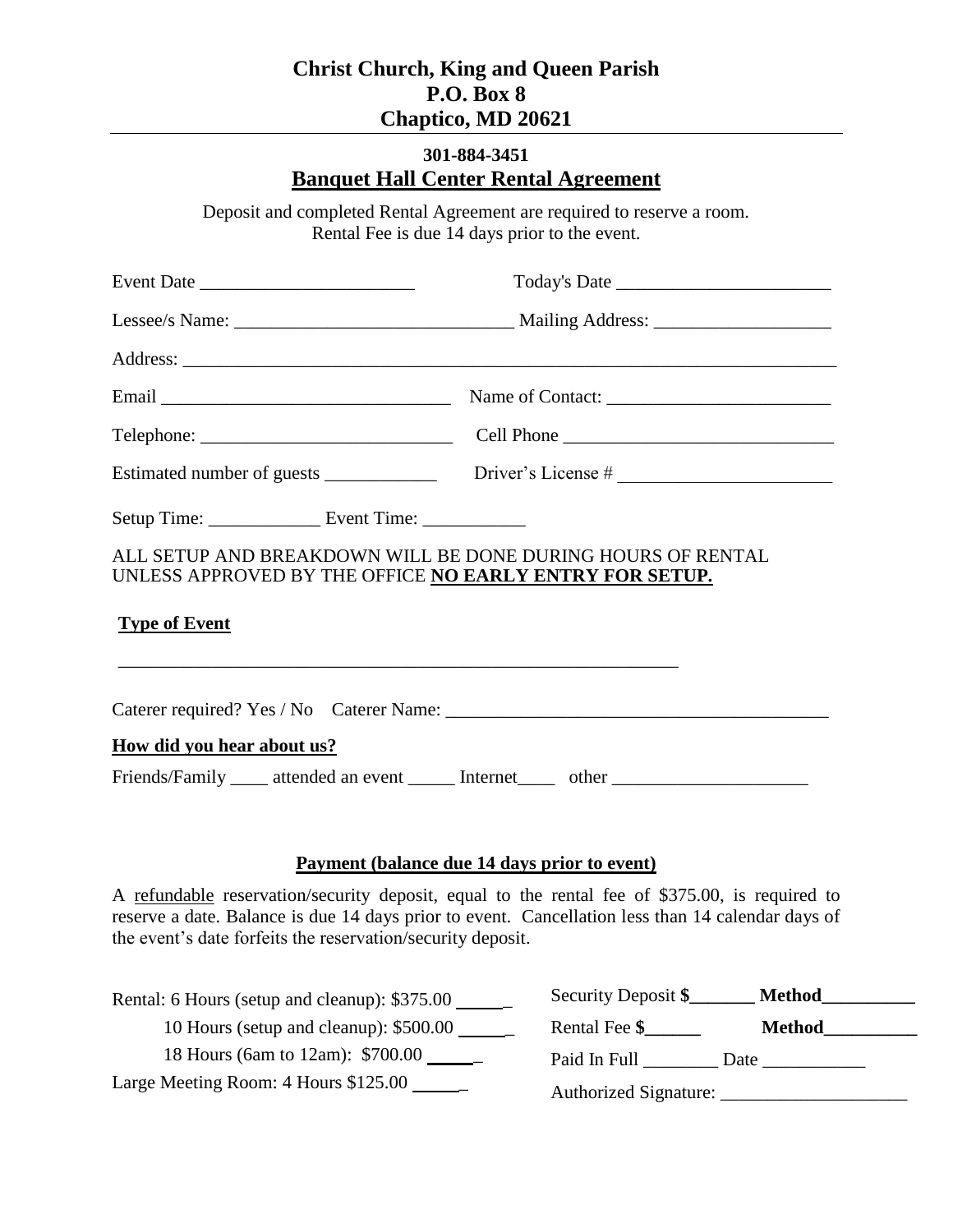# Christ Church, King and Queen Parish
# P.O. Box 8
# Chaptico, MD 20621

**301-884-3451**

## Banquet Hall Center Rental Agreement

Deposit and completed Rental Agreement are required to reserve a room.
Rental Fee is due 14 days prior to the event.

Event Date _______________________ Today's Date _______________________

Lessee/s Name: _____________________________ Mailing Address: ___________________

Address: ________________________________________________________________________

Email _______________________________ Name of Contact: ________________________

Telephone: ___________________________ Cell Phone _____________________________

Estimated number of guests ____________ Driver's License # _______________________

Setup Time: ____________ Event Time: ___________

ALL SETUP AND BREAKDOWN WILL BE DONE DURING HOURS OF RENTAL UNLESS APPROVED BY THE OFFICE **NO EARLY ENTRY FOR SETUP.**

**Type of Event**

_____________________________________________________________

Caterer required? Yes / No Caterer Name: __________________________________________

**How did you hear about us?**

Friends/Family ____ attended an event _____ Internet____ other _____________________

**Payment (balance due 14 days prior to event)**

A refundable reservation/security deposit, equal to the rental fee of $375.00, is required to reserve a date. Balance is due 14 days prior to event. Cancellation less than 14 calendar days of the event's date forfeits the reservation/security deposit.

Rental: 6 Hours (setup and cleanup): $375.00 ______

10 Hours (setup and cleanup): $500.00 ______

18 Hours (6am to 12am): $700.00 ______

Large Meeting Room: 4 Hours $125.00 ______

Security Deposit **$_______ Method__________**

Rental Fee **$______ Method__________**

Paid In Full ________ Date ___________

Authorized Signature: ____________________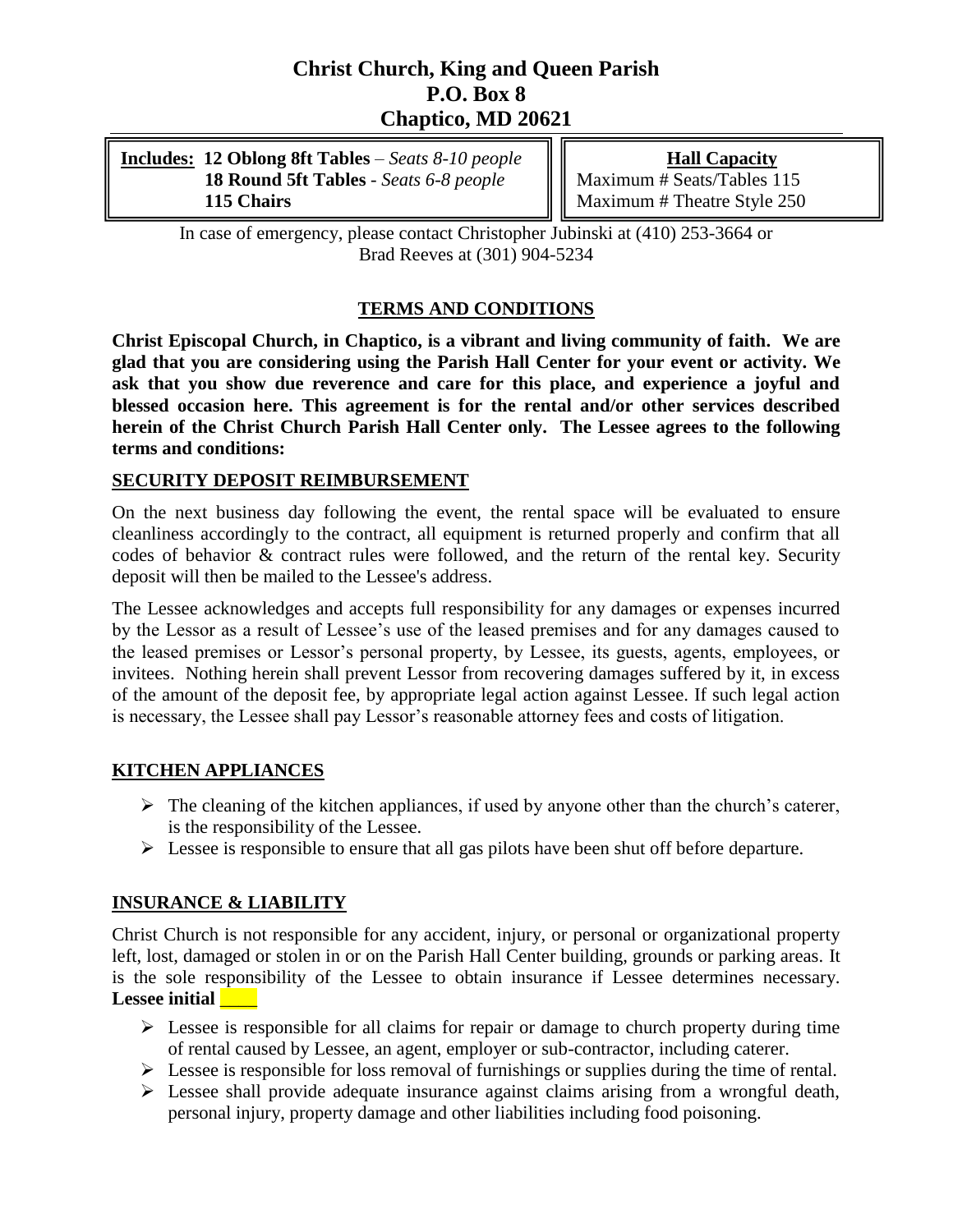# Christ Church, King and Queen Parish
## P.O. Box 8
## Chaptico, MD 20621

| **Includes:** | **Hall Capacity** |
|---|---|
| **12 Oblong 8ft Tables** – *Seats 8-10 people* | Maximum # Seats/Tables 115 |
| **18 Round 5ft Tables** - *Seats 6-8 people* | Maximum # Theatre Style 250 |
| **115 Chairs** | |

In case of emergency, please contact Christopher Jubinski at (410) 253-3664 or Brad Reeves at (301) 904-5234

## TERMS AND CONDITIONS

**Christ Episcopal Church, in Chaptico, is a vibrant and living community of faith. We are glad that you are considering using the Parish Hall Center for your event or activity. We ask that you show due reverence and care for this place, and experience a joyful and blessed occasion here. This agreement is for the rental and/or other services described herein of the Christ Church Parish Hall Center only. The Lessee agrees to the following terms and conditions:**

### SECURITY DEPOSIT REIMBURSEMENT

On the next business day following the event, the rental space will be evaluated to ensure cleanliness accordingly to the contract, all equipment is returned properly and confirm that all codes of behavior & contract rules were followed, and the return of the rental key. Security deposit will then be mailed to the Lessee's address.

The Lessee acknowledges and accepts full responsibility for any damages or expenses incurred by the Lessor as a result of Lessee's use of the leased premises and for any damages caused to the leased premises or Lessor's personal property, by Lessee, its guests, agents, employees, or invitees. Nothing herein shall prevent Lessor from recovering damages suffered by it, in excess of the amount of the deposit fee, by appropriate legal action against Lessee. If such legal action is necessary, the Lessee shall pay Lessor's reasonable attorney fees and costs of litigation.

### KITCHEN APPLIANCES

- The cleaning of the kitchen appliances, if used by anyone other than the church's caterer, is the responsibility of the Lessee.
- Lessee is responsible to ensure that all gas pilots have been shut off before departure.

### INSURANCE & LIABILITY

Christ Church is not responsible for any accident, injury, or personal or organizational property left, lost, damaged or stolen in or on the Parish Hall Center building, grounds or parking areas. It is the sole responsibility of the Lessee to obtain insurance if Lessee determines necessary. **Lessee initial ____**

- Lessee is responsible for all claims for repair or damage to church property during time of rental caused by Lessee, an agent, employer or sub-contractor, including caterer.
- Lessee is responsible for loss removal of furnishings or supplies during the time of rental.
- Lessee shall provide adequate insurance against claims arising from a wrongful death, personal injury, property damage and other liabilities including food poisoning.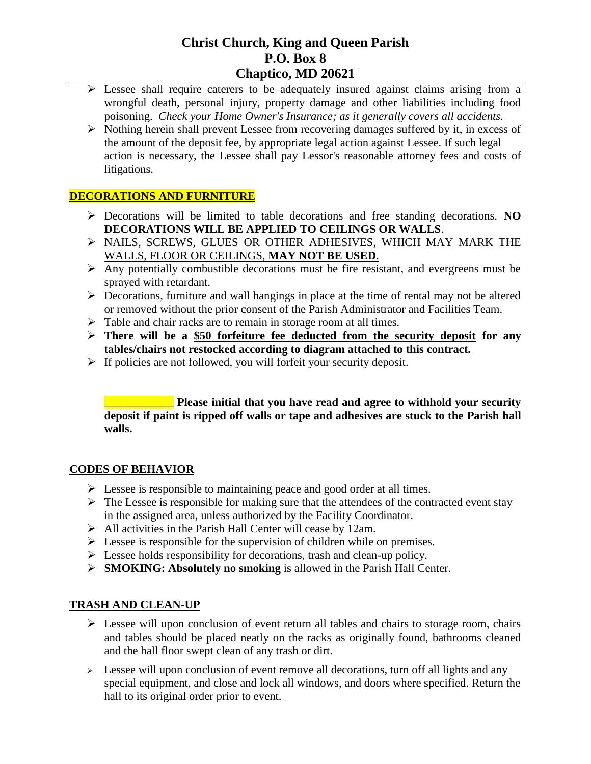# Christ Church, King and Queen Parish
# P.O. Box 8
# Chaptico, MD 20621

- Lessee shall require caterers to be adequately insured against claims arising from a wrongful death, personal injury, property damage and other liabilities including food poisoning. *Check your Home Owner's Insurance; as it generally covers all accidents.*
- Nothing herein shall prevent Lessee from recovering damages suffered by it, in excess of the amount of the deposit fee, by appropriate legal action against Lessee. If such legal action is necessary, the Lessee shall pay Lessor's reasonable attorney fees and costs of litigations.

## DECORATIONS AND FURNITURE

- Decorations will be limited to table decorations and free standing decorations. **NO DECORATIONS WILL BE APPLIED TO CEILINGS OR WALLS**.
- NAILS, SCREWS, GLUES OR OTHER ADHESIVES, WHICH MAY MARK THE WALLS, FLOOR OR CEILINGS, **MAY NOT BE USED**.
- Any potentially combustible decorations must be fire resistant, and evergreens must be sprayed with retardant.
- Decorations, furniture and wall hangings in place at the time of rental may not be altered or removed without the prior consent of the Parish Administrator and Facilities Team.
- Table and chair racks are to remain in storage room at all times.
- **There will be a $50 forfeiture fee deducted from the security deposit for any tables/chairs not restocked according to diagram attached to this contract.**
- If policies are not followed, you will forfeit your security deposit.

___________ **Please initial that you have read and agree to withhold your security deposit if paint is ripped off walls or tape and adhesives are stuck to the Parish hall walls.**

## CODES OF BEHAVIOR

- Lessee is responsible to maintaining peace and good order at all times.
- The Lessee is responsible for making sure that the attendees of the contracted event stay in the assigned area, unless authorized by the Facility Coordinator.
- All activities in the Parish Hall Center will cease by 12am.
- Lessee is responsible for the supervision of children while on premises.
- Lessee holds responsibility for decorations, trash and clean-up policy.
- **SMOKING: Absolutely no smoking** is allowed in the Parish Hall Center.

## TRASH AND CLEAN-UP

- Lessee will upon conclusion of event return all tables and chairs to storage room, chairs and tables should be placed neatly on the racks as originally found, bathrooms cleaned and the hall floor swept clean of any trash or dirt.
- Lessee will upon conclusion of event remove all decorations, turn off all lights and any special equipment, and close and lock all windows, and doors where specified. Return the hall to its original order prior to event.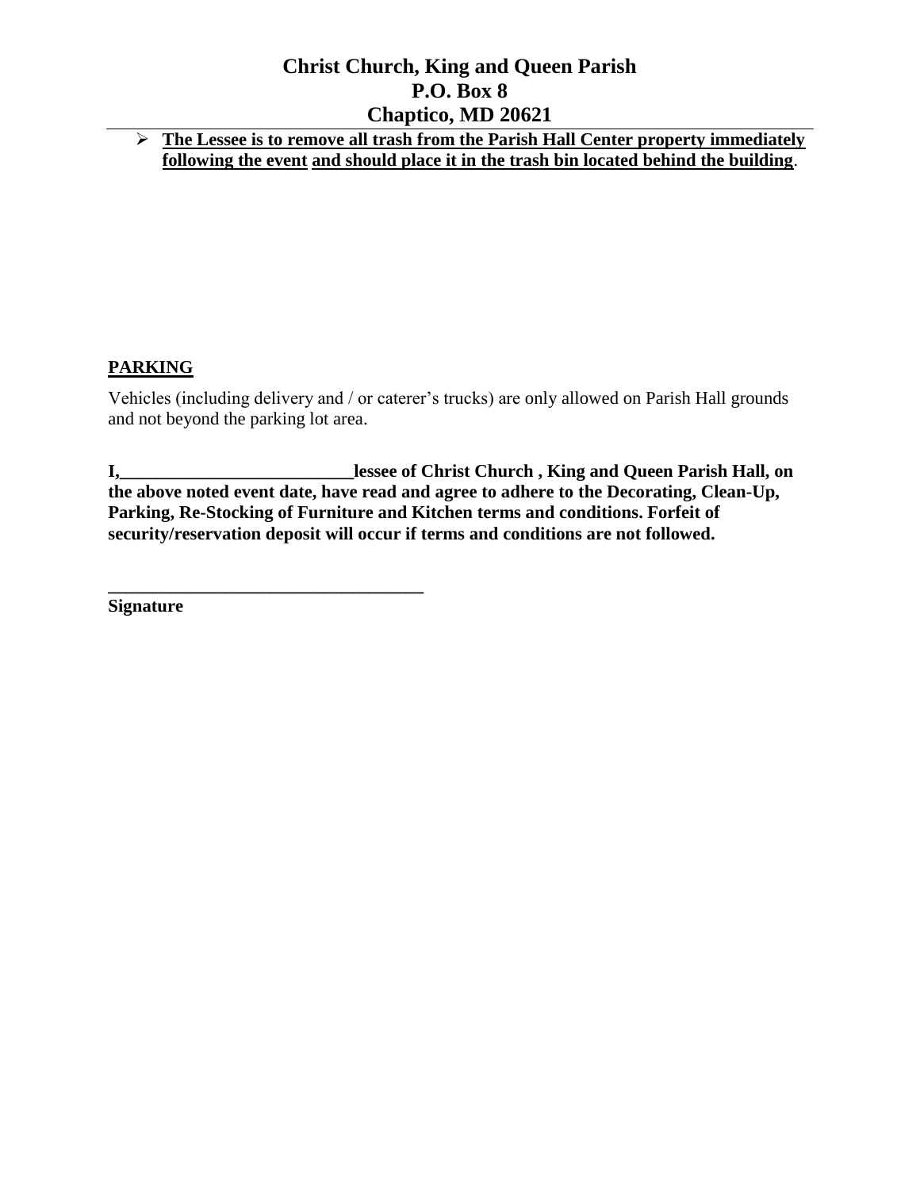- **The Lessee is to remove all trash from the Parish Hall Center property immediately following the event and should place it in the trash bin located behind the building**.

## PARKING

Vehicles (including delivery and / or caterer's trucks) are only allowed on Parish Hall grounds and not beyond the parking lot area.

**I,__________________________lessee of Christ Church , King and Queen Parish Hall, on the above noted event date, have read and agree to adhere to the Decorating, Clean-Up, Parking, Re-Stocking of Furniture and Kitchen terms and conditions. Forfeit of security/reservation deposit will occur if terms and conditions are not followed.**

**___________________________________**

**Signature**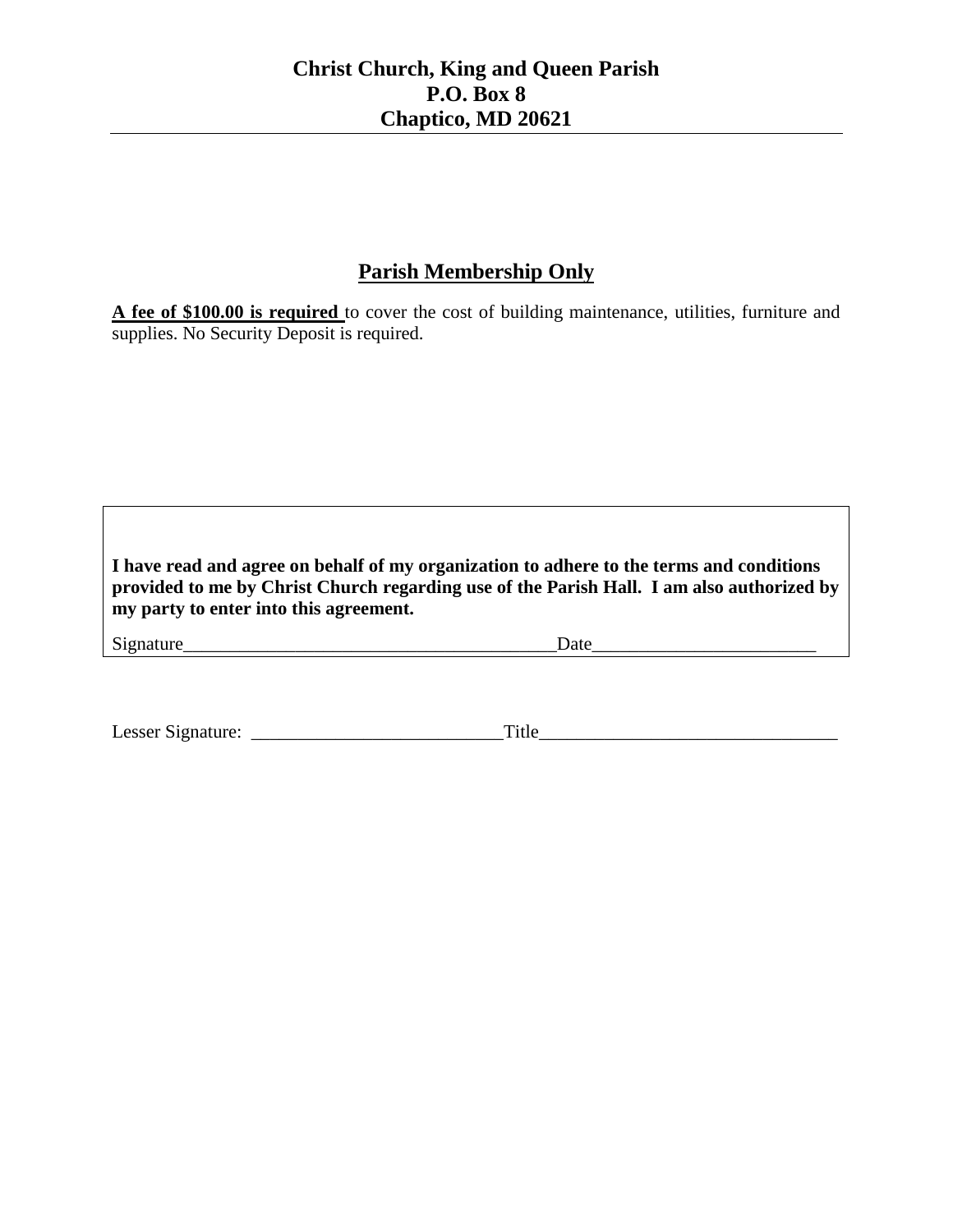**Christ Church, King and Queen Parish**
**P.O. Box 8**
**Chaptico, MD 20621**

---

## Parish Membership Only

**A fee of $100.00 is required** to cover the cost of building maintenance, utilities, furniture and supplies. No Security Deposit is required.

**I have read and agree on behalf of my organization to adhere to the terms and conditions provided to me by Christ Church regarding use of the Parish Hall. I am also authorized by my party to enter into this agreement.**

Signature_______________________________________Date________________________

Lesser Signature: ___________________________Title________________________________